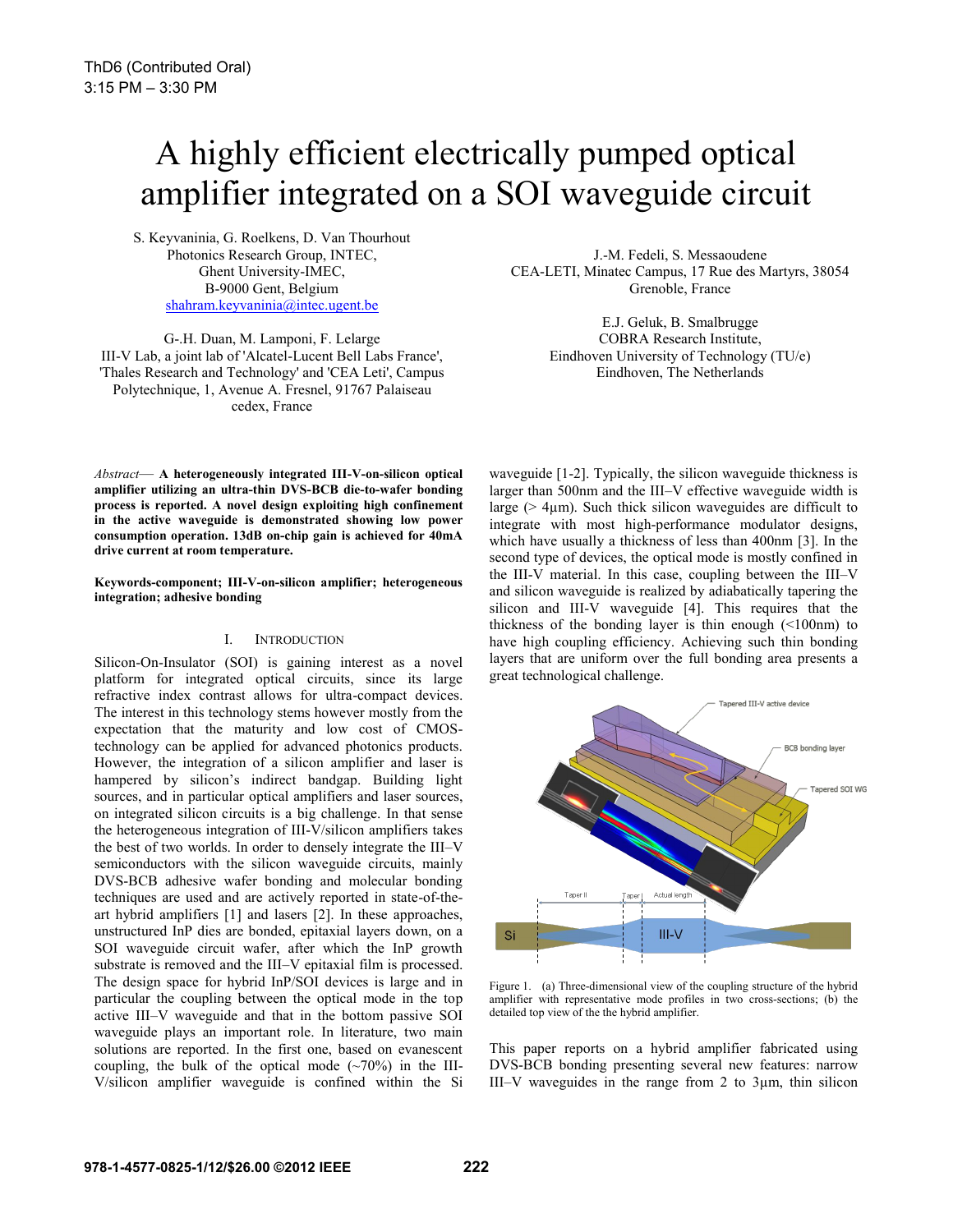ThD6 (Contributed Oral)
3:15 PM – 3:30 PM

# A highly efficient electrically pumped optical amplifier integrated on a SOI waveguide circuit

S. Keyvaninia, G. Roelkens, D. Van Thourhout
Photonics Research Group, INTEC,
Ghent University-IMEC,
B-9000 Gent, Belgium
shahram.keyvaninia@intec.ugent.be

G-.H. Duan, M. Lamponi, F. Lelarge
III-V Lab, a joint lab of 'Alcatel-Lucent Bell Labs France', 'Thales Research and Technology' and 'CEA Leti', Campus Polytechnique, 1, Avenue A. Fresnel, 91767 Palaiseau cedex, France

J.-M. Fedeli, S. Messaoudene
CEA-LETI, Minatec Campus, 17 Rue des Martyrs, 38054 Grenoble, France

E.J. Geluk, B. Smalbrugge
COBRA Research Institute,
Eindhoven University of Technology (TU/e)
Eindhoven, The Netherlands

*Abstract*— **A heterogeneously integrated III-V-on-silicon optical amplifier utilizing an ultra-thin DVS-BCB die-to-wafer bonding process is reported. A novel design exploiting high confinement in the active waveguide is demonstrated showing low power consumption operation. 13dB on-chip gain is achieved for 40mA drive current at room temperature.**

**Keywords-component; III-V-on-silicon amplifier; heterogeneous integration; adhesive bonding**

## I. Introduction

Silicon-On-Insulator (SOI) is gaining interest as a novel platform for integrated optical circuits, since its large refractive index contrast allows for ultra-compact devices. The interest in this technology stems however mostly from the expectation that the maturity and low cost of CMOS-technology can be applied for advanced photonics products. However, the integration of a silicon amplifier and laser is hampered by silicon's indirect bandgap. Building light sources, and in particular optical amplifiers and laser sources, on integrated silicon circuits is a big challenge. In that sense the heterogeneous integration of III-V/silicon amplifiers takes the best of two worlds. In order to densely integrate the III–V semiconductors with the silicon waveguide circuits, mainly DVS-BCB adhesive wafer bonding and molecular bonding techniques are used and are actively reported in state-of-the-art hybrid amplifiers [1] and lasers [2]. In these approaches, unstructured InP dies are bonded, epitaxial layers down, on a SOI waveguide circuit wafer, after which the InP growth substrate is removed and the III–V epitaxial film is processed. The design space for hybrid InP/SOI devices is large and in particular the coupling between the optical mode in the top active III–V waveguide and that in the bottom passive SOI waveguide plays an important role. In literature, two main solutions are reported. In the first one, based on evanescent coupling, the bulk of the optical mode (~70%) in the III-V/silicon amplifier waveguide is confined within the Si waveguide [1-2]. Typically, the silicon waveguide thickness is larger than 500nm and the III–V effective waveguide width is large (> 4µm). Such thick silicon waveguides are difficult to integrate with most high-performance modulator designs, which have usually a thickness of less than 400nm [3]. In the second type of devices, the optical mode is mostly confined in the III-V material. In this case, coupling between the III–V and silicon waveguide is realized by adiabatically tapering the silicon and III-V waveguide [4]. This requires that the thickness of the bonding layer is thin enough (<100nm) to have high coupling efficiency. Achieving such thin bonding layers that are uniform over the full bonding area presents a great technological challenge.

Figure 1. (a) Three-dimensional view of the coupling structure of the hybrid amplifier with representative mode profiles in two cross-sections; (b) the detailed top view of the the hybrid amplifier.

This paper reports on a hybrid amplifier fabricated using DVS-BCB bonding presenting several new features: narrow III–V waveguides in the range from 2 to 3µm, thin silicon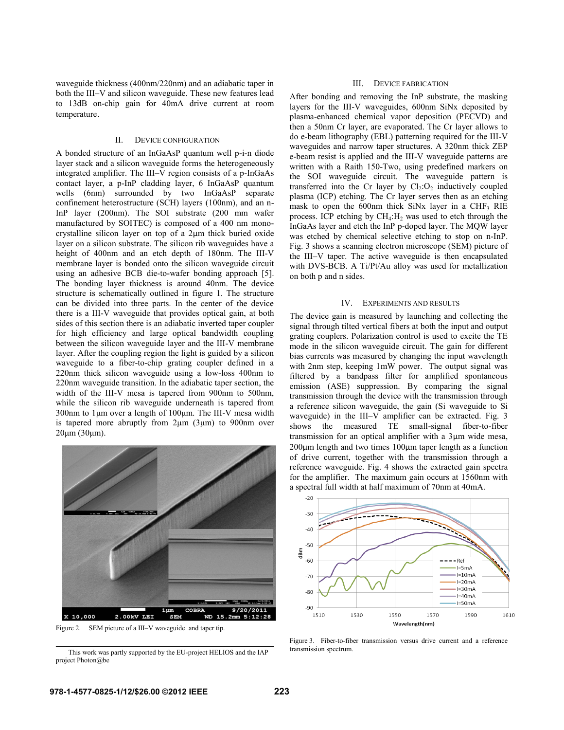waveguide thickness (400nm/220nm) and an adiabatic taper in both the III–V and silicon waveguide. These new features lead to 13dB on-chip gain for 40mA drive current at room temperature.

## II. Device Configuration

A bonded structure of an InGaAsP quantum well p-i-n diode layer stack and a silicon waveguide forms the heterogeneously integrated amplifier. The III–V region consists of a p-InGaAs contact layer, a p-InP cladding layer, 6 InGaAsP quantum wells (6nm) surrounded by two InGaAsP separate confinement heterostructure (SCH) layers (100nm), and an n-InP layer (200nm). The SOI substrate (200 mm wafer manufactured by SOITEC) is composed of a 400 nm mono-crystalline silicon layer on top of a 2μm thick buried oxide layer on a silicon substrate. The silicon rib waveguides have a height of 400nm and an etch depth of 180nm. The III-V membrane layer is bonded onto the silicon waveguide circuit using an adhesive BCB die-to-wafer bonding approach [5]. The bonding layer thickness is around 40nm. The device structure is schematically outlined in figure 1. The structure can be divided into three parts. In the center of the device there is a III-V waveguide that provides optical gain, at both sides of this section there is an adiabatic inverted taper coupler for high efficiency and large optical bandwidth coupling between the silicon waveguide layer and the III-V membrane layer. After the coupling region the light is guided by a silicon waveguide to a fiber-to-chip grating coupler defined in a 220nm thick silicon waveguide using a low-loss 400nm to 220nm waveguide transition. In the adiabatic taper section, the width of the III-V mesa is tapered from 900nm to 500nm, while the silicon rib waveguide underneath is tapered from 300nm to 1μm over a length of 100μm. The III-V mesa width is tapered more abruptly from 2μm (3μm) to 900nm over 20μm (30μm).

Figure 2. SEM picture of a III–V waveguide and taper tip.

## III. Device Fabrication

After bonding and removing the InP substrate, the masking layers for the III-V waveguides, 600nm SiNx deposited by plasma-enhanced chemical vapor deposition (PECVD) and then a 50nm Cr layer, are evaporated. The Cr layer allows to do e-beam lithography (EBL) patterning required for the III-V waveguides and narrow taper structures. A 320nm thick ZEP e-beam resist is applied and the III-V waveguide patterns are written with a Raith 150-Two, using predefined markers on the SOI waveguide circuit. The waveguide pattern is transferred into the Cr layer by $Cl_2$:$O_2$ inductively coupled plasma (ICP) etching. The Cr layer serves then as an etching mask to open the 600nm thick SiNx layer in a $CHF_3$ RIE process. ICP etching by $CH_4$:$H_2$ was used to etch through the InGaAs layer and etch the InP p-doped layer. The MQW layer was etched by chemical selective etching to stop on n-InP. Fig. 3 shows a scanning electron microscope (SEM) picture of the III–V taper. The active waveguide is then encapsulated with DVS-BCB. A Ti/Pt/Au alloy was used for metallization on both p and n sides.

## IV. Experiments and Results

The device gain is measured by launching and collecting the signal through tilted vertical fibers at both the input and output grating couplers. Polarization control is used to excite the TE mode in the silicon waveguide circuit. The gain for different bias currents was measured by changing the input wavelength with 2nm step, keeping 1mW power. The output signal was filtered by a bandpass filter for amplified spontaneous emission (ASE) suppression. By comparing the signal transmission through the device with the transmission through a reference silicon waveguide, the gain (Si waveguide to Si waveguide) in the III–V amplifier can be extracted. Fig. 3 shows the measured TE small-signal fiber-to-fiber transmission for an optical amplifier with a 3μm wide mesa, 200μm length and two times 100μm taper length as a function of drive current, together with the transmission through a reference waveguide. Fig. 4 shows the extracted gain spectra for the amplifier. The maximum gain occurs at 1560nm with a spectral full width at half maximum of 70nm at 40mA.

Figure 3. Fiber-to-fiber transmission versus drive current and a reference transmission spectrum.

This work was partly supported by the EU-project HELIOS and the IAP project Photon@be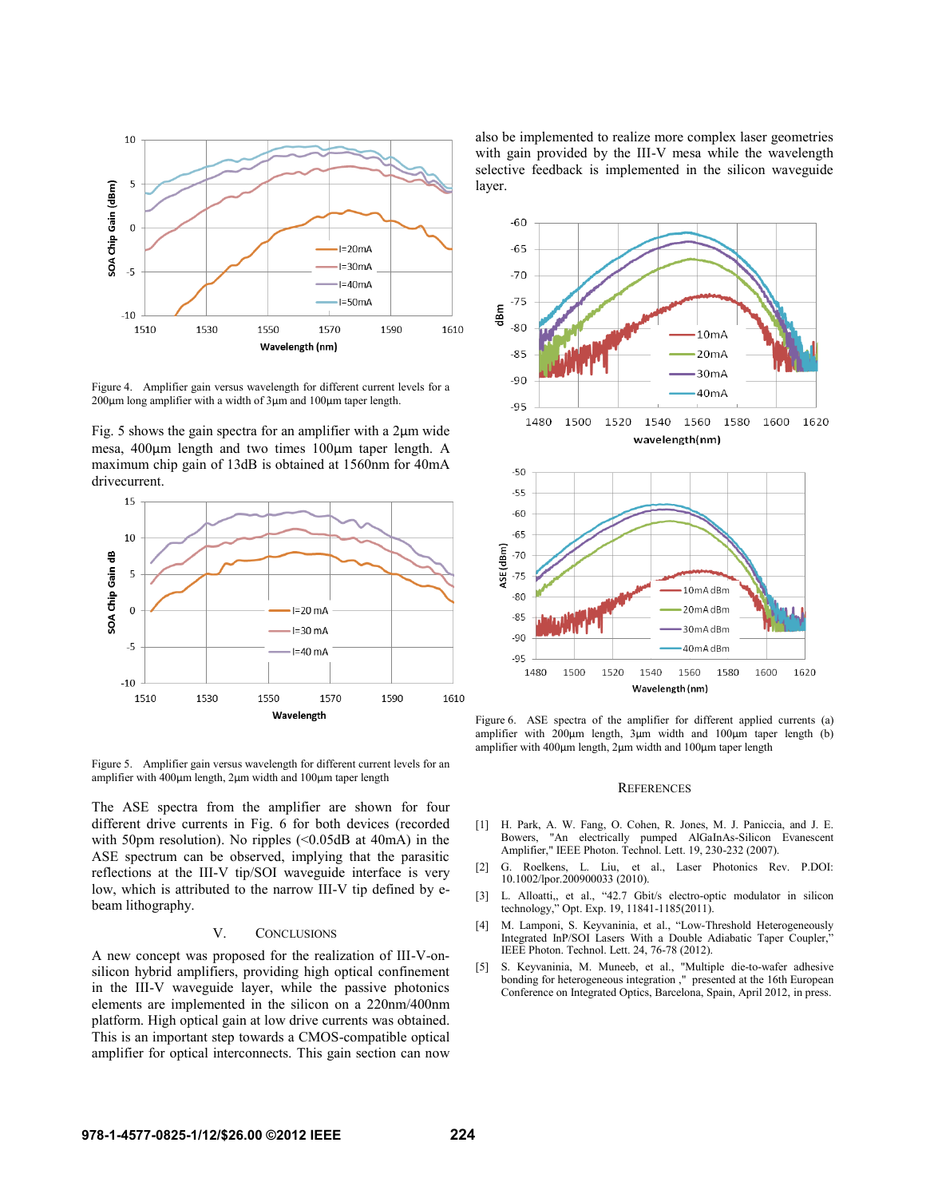SOA Chip Gain (dBm)

10
5
0
-5
-10

1510 1530 1550 1570 1590 1610

Wavelength (nm)

I=20mA
I=30mA
I=40mA
I=50mA

Figure 4. Amplifier gain versus wavelength for different current levels for a 200µm long amplifier with a width of 3µm and 100µm taper length.

Fig. 5 shows the gain spectra for an amplifier with a 2µm wide mesa, 400µm length and two times 100µm taper length. A maximum chip gain of 13dB is obtained at 1560nm for 40mA drivecurrent.

SOA Chip Gain dB

15
10
5
0
-5
-10

1510 1530 1550 1570 1590 1610

Wavelength

I=20 mA
I=30 mA
I=40 mA

Figure 5. Amplifier gain versus wavelength for different current levels for an amplifier with 400µm length, 2µm width and 100µm taper length

The ASE spectra from the amplifier are shown for four different drive currents in Fig. 6 for both devices (recorded with 50pm resolution). No ripples (<0.05dB at 40mA) in the ASE spectrum can be observed, implying that the parasitic reflections at the III-V tip/SOI waveguide interface is very low, which is attributed to the narrow III-V tip defined by e-beam lithography.

## V. Conclusions

A new concept was proposed for the realization of III-V-on-silicon hybrid amplifiers, providing high optical confinement in the III-V waveguide layer, while the passive photonics elements are implemented in the silicon on a 220nm/400nm platform. High optical gain at low drive currents was obtained. This is an important step towards a CMOS-compatible optical amplifier for optical interconnects. This gain section can now also be implemented to realize more complex laser geometries with gain provided by the III-V mesa while the wavelength selective feedback is implemented in the silicon waveguide layer.

dBm

-60
-65
-70
-75
-80
-85
-90
-95

1480 1500 1520 1540 1560 1580 1600 1620

wavelength(nm)

10mA
20mA
30mA
40mA

ASE (dBm)

-50
-55
-60
-65
-70
-75
-80
-85
-90
-95

1480 1500 1520 1540 1560 1580 1600 1620

Wavelength (nm)

10mA dBm
20mA dBm
30mA dBm
40mA dBm

Figure 6. ASE spectra of the amplifier for different applied currents (a) amplifier with 200µm length, 3µm width and 100µm taper length (b) amplifier with 400µm length, 2µm width and 100µm taper length

## References

[1] H. Park, A. W. Fang, O. Cohen, R. Jones, M. J. Paniccia, and J. E. Bowers, "An electrically pumped AlGaInAs-Silicon Evanescent Amplifier," IEEE Photon. Technol. Lett. 19, 230-232 (2007).

[2] G. Roelkens, L. Liu, et al., Laser Photonics Rev. P.DOI: 10.1002/lpor.200900033 (2010).

[3] L. Alloatti,, et al., "42.7 Gbit/s electro-optic modulator in silicon technology," Opt. Exp. 19, 11841-1185(2011).

[4] M. Lamponi, S. Keyvaninia, et al., "Low-Threshold Heterogeneously Integrated InP/SOI Lasers With a Double Adiabatic Taper Coupler," IEEE Photon. Technol. Lett. 24, 76-78 (2012).

[5] S. Keyvaninia, M. Muneeb, et al., "Multiple die-to-wafer adhesive bonding for heterogeneous integration ," presented at the 16th European Conference on Integrated Optics, Barcelona, Spain, April 2012, in press.